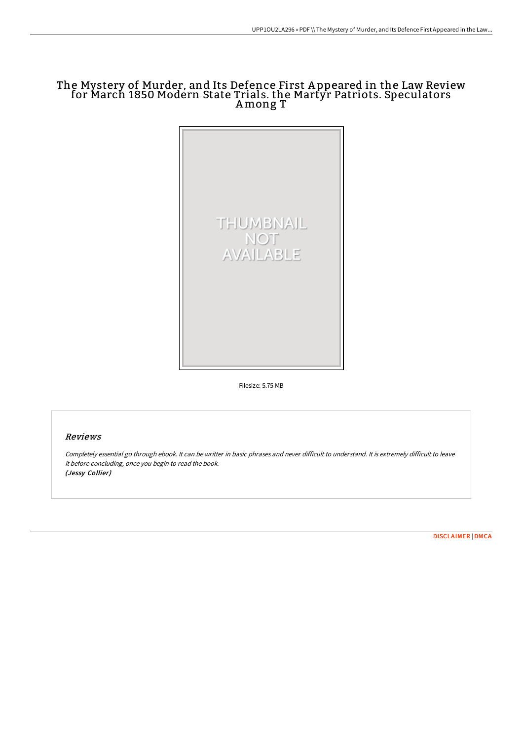# The Mystery of Murder, and Its Defence First Appeared in the Law Review for March 1850 Modern State Trials. the Martyr Patriots. Speculators Among T

THUMBNAIL NOT AVAILABLE

Filesize: 5.75 MB

## Reviews

*Completely essential go through ebook. It can be writter in basic phrases and never difficult to understand. It is extremely difficult to leave it before concluding, once you begin to read the book.*
***(Jessy Collier)***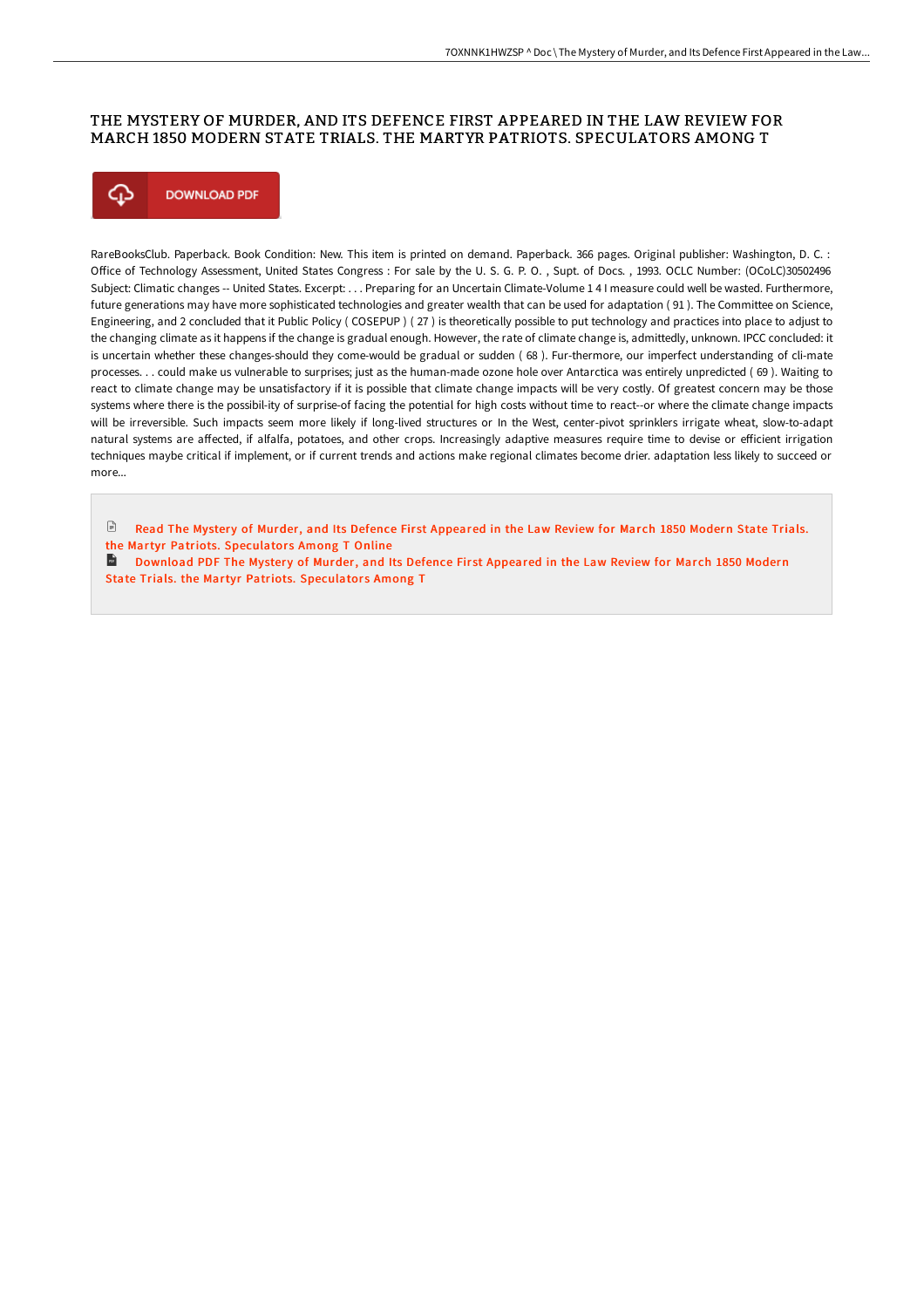## THE MYSTERY OF MURDER, AND ITS DEFENCE FIRST APPEARED IN THE LAW REVIEW FOR MARCH 1850 MODERN STATE TRIALS. THE MARTYR PATRIOTS. SPECULATORS AMONG T

DOWNLOAD PDF

RareBooksClub. Paperback. Book Condition: New. This item is printed on demand. Paperback. 366 pages. Original publisher: Washington, D. C. : Office of Technology Assessment, United States Congress : For sale by the U. S. G. P. O. , Supt. of Docs. , 1993. OCLC Number: (OCoLC)30502496 Subject: Climatic changes -- United States. Excerpt: . . . Preparing for an Uncertain Climate-Volume 1 4 I measure could well be wasted. Furthermore, future generations may have more sophisticated technologies and greater wealth that can be used for adaptation ( 91 ). The Committee on Science, Engineering, and 2 concluded that it Public Policy ( COSEPUP ) ( 27 ) is theoretically possible to put technology and practices into place to adjust to the changing climate as it happens if the change is gradual enough. However, the rate of climate change is, admittedly, unknown. IPCC concluded: it is uncertain whether these changes-should they come-would be gradual or sudden ( 68 ). Fur-thermore, our imperfect understanding of cli-mate processes. . . could make us vulnerable to surprises; just as the human-made ozone hole over Antarctica was entirely unpredicted ( 69 ). Waiting to react to climate change may be unsatisfactory if it is possible that climate change impacts will be very costly. Of greatest concern may be those systems where there is the possibil-ity of surprise-of facing the potential for high costs without time to react--or where the climate change impacts will be irreversible. Such impacts seem more likely if long-lived structures or In the West, center-pivot sprinklers irrigate wheat, slow-to-adapt natural systems are affected, if alfalfa, potatoes, and other crops. Increasingly adaptive measures require time to devise or efficient irrigation techniques maybe critical if implement, or if current trends and actions make regional climates become drier. adaptation less likely to succeed or more...

Read The Mystery of Murder, and Its Defence First Appeared in the Law Review for March 1850 Modern State Trials. the Martyr Patriots. Speculators Among T Online

Download PDF The Mystery of Murder, and Its Defence First Appeared in the Law Review for March 1850 Modern State Trials. the Martyr Patriots. Speculators Among T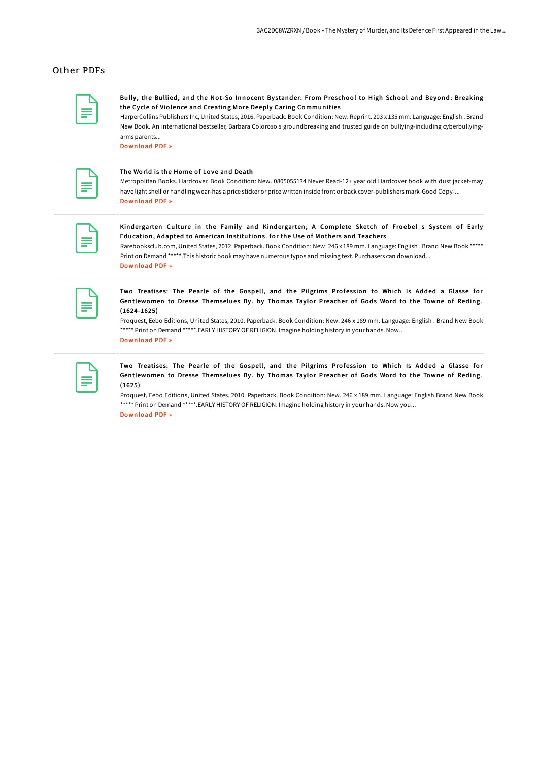## Other PDFs

**Bully, the Bullied, and the Not-So Innocent Bystander: From Preschool to High School and Beyond: Breaking the Cycle of Violence and Creating More Deeply Caring Communities**

HarperCollins Publishers Inc, United States, 2016. Paperback. Book Condition: New. Reprint. 203 x 135 mm. Language: English . Brand New Book. An international bestseller, Barbara Coloroso s groundbreaking and trusted guide on bullying-including cyberbullying-arms parents...

Download PDF »

**The World is the Home of Love and Death**

Metropolitan Books. Hardcover. Book Condition: New. 0805055134 Never Read-12+ year old Hardcover book with dust jacket-may have light shelf or handling wear-has a price sticker or price written inside front or back cover-publishers mark-Good Copy-...

Download PDF »

**Kindergarten Culture in the Family and Kindergarten; A Complete Sketch of Froebel s System of Early Education, Adapted to American Institutions. for the Use of Mothers and Teachers**

Rarebooksclub.com, United States, 2012. Paperback. Book Condition: New. 246 x 189 mm. Language: English . Brand New Book ***** Print on Demand *****.This historic book may have numerous typos and missing text. Purchasers can download...

Download PDF »

**Two Treatises: The Pearle of the Gospell, and the Pilgrims Profession to Which Is Added a Glasse for Gentlewomen to Dresse Themselues By. by Thomas Taylor Preacher of Gods Word to the Towne of Reding. (1624-1625)**

Proquest, Eebo Editions, United States, 2010. Paperback. Book Condition: New. 246 x 189 mm. Language: English . Brand New Book ***** Print on Demand *****.EARLY HISTORY OF RELIGION. Imagine holding history in your hands. Now...

Download PDF »

**Two Treatises: The Pearle of the Gospell, and the Pilgrims Profession to Which Is Added a Glasse for Gentlewomen to Dresse Themselues By. by Thomas Taylor Preacher of Gods Word to the Towne of Reding. (1625)**

Proquest, Eebo Editions, United States, 2010. Paperback. Book Condition: New. 246 x 189 mm. Language: English Brand New Book ***** Print on Demand *****.EARLY HISTORY OF RELIGION. Imagine holding history in your hands. Now you...

Download PDF »